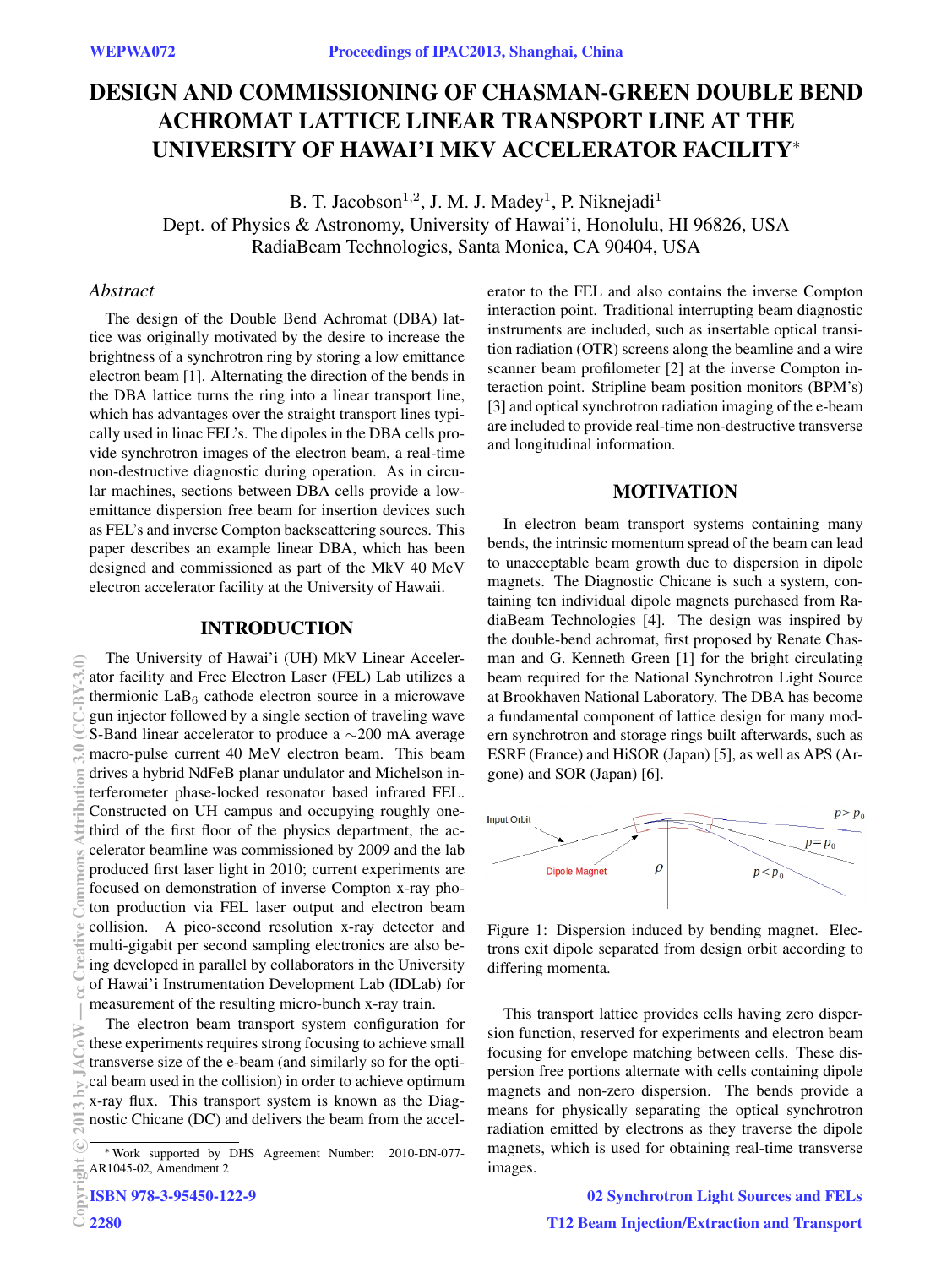# DESIGN AND COMMISSIONING OF CHASMAN-GREEN DOUBLE BEND ACHROMAT LATTICE LINEAR TRANSPORT LINE AT THE UNIVERSITY OF HAWAI'I MKV ACCELERATOR FACILITY*

B. T. Jacobson[1,2], J. M. J. Madey[1], P. Niknejadi[1]
Dept. of Physics & Astronomy, University of Hawai'i, Honolulu, HI 96826, USA
RadiaBeam Technologies, Santa Monica, CA 90404, USA

## Abstract

The design of the Double Bend Achromat (DBA) lattice was originally motivated by the desire to increase the brightness of a synchrotron ring by storing a low emittance electron beam [1]. Alternating the direction of the bends in the DBA lattice turns the ring into a linear transport line, which has advantages over the straight transport lines typically used in linac FEL's. The dipoles in the DBA cells provide synchrotron images of the electron beam, a real-time non-destructive diagnostic during operation. As in circular machines, sections between DBA cells provide a low-emittance dispersion free beam for insertion devices such as FEL's and inverse Compton backscattering sources. This paper describes an example linear DBA, which has been designed and commissioned as part of the MkV 40 MeV electron accelerator facility at the University of Hawaii.

## INTRODUCTION

The University of Hawai'i (UH) MkV Linear Accelerator facility and Free Electron Laser (FEL) Lab utilizes a thermionic $LaB_6$ cathode electron source in a microwave gun injector followed by a single section of traveling wave S-Band linear accelerator to produce a $\sim$200 mA average macro-pulse current 40 MeV electron beam. This beam drives a hybrid NdFeB planar undulator and Michelson interferometer phase-locked resonator based infrared FEL. Constructed on UH campus and occupying roughly one-third of the first floor of the physics department, the accelerator beamline was commissioned by 2009 and the lab produced first laser light in 2010; current experiments are focused on demonstration of inverse Compton x-ray photon production via FEL laser output and electron beam collision. A pico-second resolution x-ray detector and multi-gigabit per second sampling electronics are also being developed in parallel by collaborators in the University of Hawai'i Instrumentation Development Lab (IDLab) for measurement of the resulting micro-bunch x-ray train.

The electron beam transport system configuration for these experiments requires strong focusing to achieve small transverse size of the e-beam (and similarly so for the optical beam used in the collision) in order to achieve optimum x-ray flux. This transport system is known as the Diagnostic Chicane (DC) and delivers the beam from the accelerator to the FEL and also contains the inverse Compton interaction point. Traditional interrupting beam diagnostic instruments are included, such as insertable optical transition radiation (OTR) screens along the beamline and a wire scanner beam profilometer [2] at the inverse Compton interaction point. Stripline beam position monitors (BPM's) [3] and optical synchrotron radiation imaging of the e-beam are included to provide real-time non-destructive transverse and longitudinal information.

## MOTIVATION

In electron beam transport systems containing many bends, the intrinsic momentum spread of the beam can lead to unacceptable beam growth due to dispersion in dipole magnets. The Diagnostic Chicane is such a system, containing ten individual dipole magnets purchased from RadiaBeam Technologies [4]. The design was inspired by the double-bend achromat, first proposed by Renate Chasman and G. Kenneth Green [1] for the bright circulating beam required for the National Synchrotron Light Source at Brookhaven National Laboratory. The DBA has become a fundamental component of lattice design for many modern synchrotron and storage rings built afterwards, such as ESRF (France) and HiSOR (Japan) [5], as well as APS (Argone) and SOR (Japan) [6].

Figure 1: Dispersion induced by bending magnet. Electrons exit dipole separated from design orbit according to differing momenta.

This transport lattice provides cells having zero dispersion function, reserved for experiments and electron beam focusing for envelope matching between cells. These dispersion free portions alternate with cells containing dipole magnets and non-zero dispersion. The bends provide a means for physically separating the optical synchrotron radiation emitted by electrons as they traverse the dipole magnets, which is used for obtaining real-time transverse images.

* Work supported by DHS Agreement Number: 2010-DN-077-AR1045-02, Amendment 2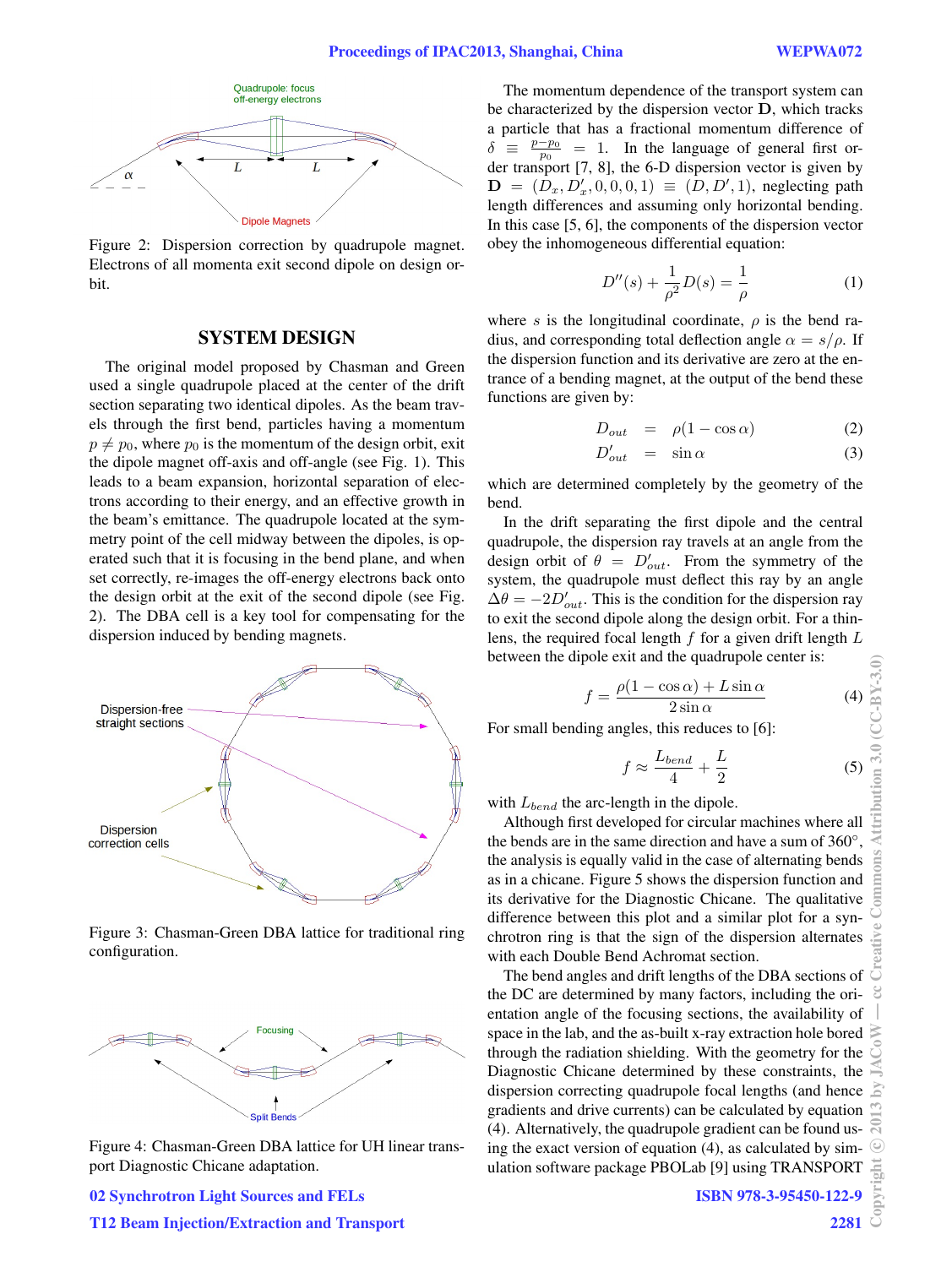Figure 2: Dispersion correction by quadrupole magnet. Electrons of all momenta exit second dipole on design orbit.

## SYSTEM DESIGN

The original model proposed by Chasman and Green used a single quadrupole placed at the center of the drift section separating two identical dipoles. As the beam travels through the first bend, particles having a momentum $p \neq p_0$, where $p_0$ is the momentum of the design orbit, exit the dipole magnet off-axis and off-angle (see Fig. 1). This leads to a beam expansion, horizontal separation of electrons according to their energy, and an effective growth in the beam's emittance. The quadrupole located at the symmetry point of the cell midway between the dipoles, is operated such that it is focusing in the bend plane, and when set correctly, re-images the off-energy electrons back onto the design orbit at the exit of the second dipole (see Fig. 2). The DBA cell is a key tool for compensating for the dispersion induced by bending magnets.

Figure 3: Chasman-Green DBA lattice for traditional ring configuration.

Figure 4: Chasman-Green DBA lattice for UH linear transport Diagnostic Chicane adaptation.

The momentum dependence of the transport system can be characterized by the dispersion vector $\mathbf{D}$, which tracks a particle that has a fractional momentum difference of $\delta \equiv \frac{p-p_0}{p_0} = 1$. In the language of general first order transport [7, 8], the 6-D dispersion vector is given by $\mathbf{D} = (D_x, D'_x, 0, 0, 0, 1) \equiv (D, D', 1)$, neglecting path length differences and assuming only horizontal bending. In this case [5, 6], the components of the dispersion vector obey the inhomogeneous differential equation:

$$D''(s) + \frac{1}{\rho^2} D(s) = \frac{1}{\rho} \tag{1}$$

where $s$ is the longitudinal coordinate, $\rho$ is the bend radius, and corresponding total deflection angle $\alpha = s/\rho$. If the dispersion function and its derivative are zero at the entrance of a bending magnet, at the output of the bend these functions are given by:

$$D_{out} = \rho(1 - \cos\alpha) \tag{2}$$

$$D'_{out} = \sin\alpha \tag{3}$$

which are determined completely by the geometry of the bend.

In the drift separating the first dipole and the central quadrupole, the dispersion ray travels at an angle from the design orbit of $\theta = D'_{out}$. From the symmetry of the system, the quadrupole must deflect this ray by an angle $\Delta\theta = -2D'_{out}$. This is the condition for the dispersion ray to exit the second dipole along the design orbit. For a thin-lens, the required focal length $f$ for a given drift length $L$ between the dipole exit and the quadrupole center is:

$$f = \frac{\rho(1 - \cos\alpha) + L\sin\alpha}{2\sin\alpha} \tag{4}$$

For small bending angles, this reduces to [6]:

$$f \approx \frac{L_{bend}}{4} + \frac{L}{2} \tag{5}$$

with $L_{bend}$ the arc-length in the dipole.

Although first developed for circular machines where all the bends are in the same direction and have a sum of 360°, the analysis is equally valid in the case of alternating bends as in a chicane. Figure 5 shows the dispersion function and its derivative for the Diagnostic Chicane. The qualitative difference between this plot and a similar plot for a synchrotron ring is that the sign of the dispersion alternates with each Double Bend Achromat section.

The bend angles and drift lengths of the DBA sections of the DC are determined by many factors, including the orientation angle of the focusing sections, the availability of space in the lab, and the as-built x-ray extraction hole bored through the radiation shielding. With the geometry for the Diagnostic Chicane determined by these constraints, the dispersion correcting quadrupole focal lengths (and hence gradients and drive currents) can be calculated by equation (4). Alternatively, the quadrupole gradient can be found using the exact version of equation (4), as calculated by simulation software package PBOLab [9] using TRANSPORT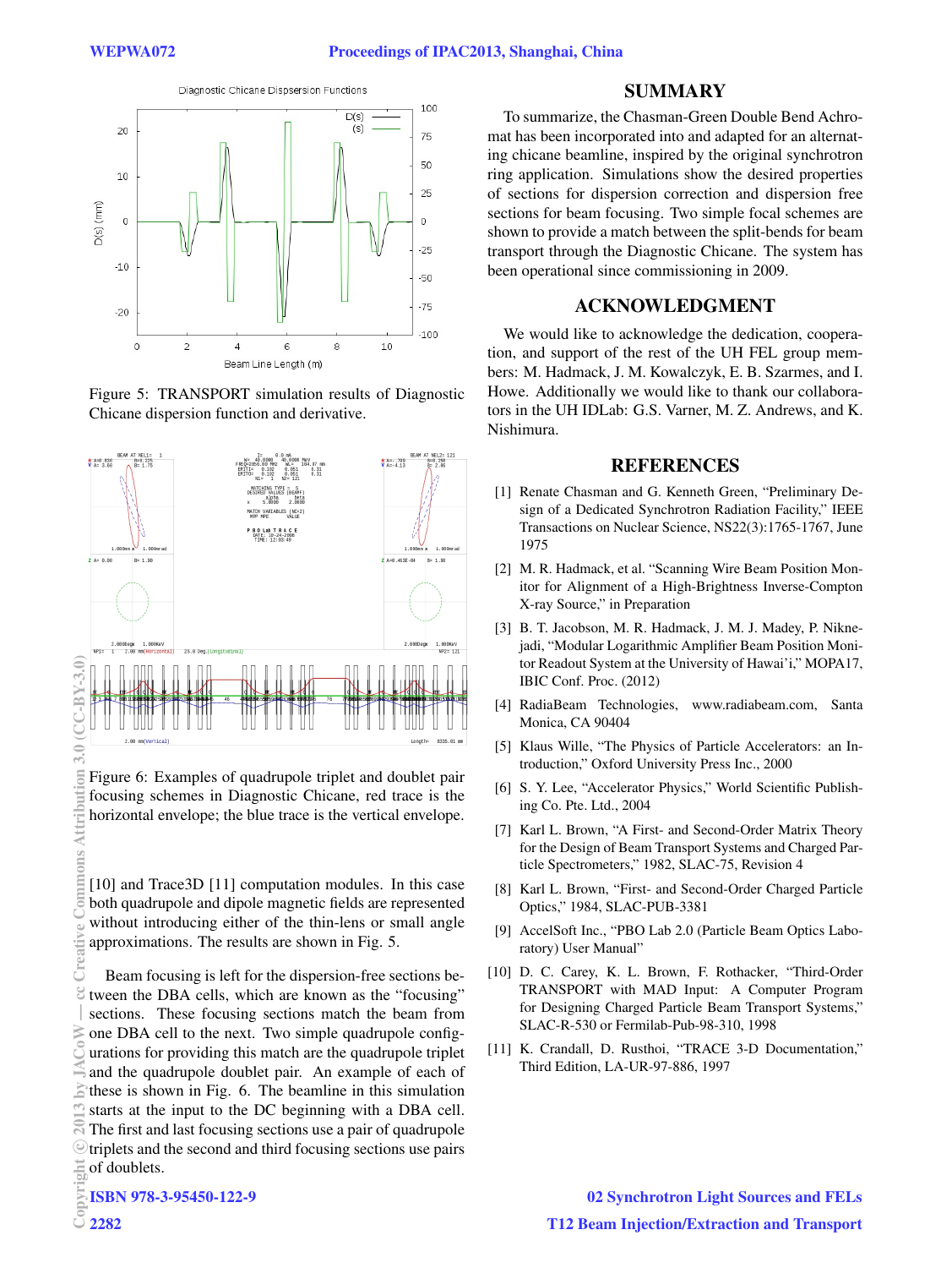Diagnostic Chicane Dispersion Functions

D(s)
(s)

D(s) (mm)

20
10
0
-10
-20

100
75
50
25
0
-25
-50
-75
-100

0 2 4 6 8 10

Beam Line Length (m)

Figure 5: TRANSPORT simulation results of Diagnostic Chicane dispersion function and derivative.

Figure 6: Examples of quadrupole triplet and doublet pair focusing schemes in Diagnostic Chicane, red trace is the horizontal envelope; the blue trace is the vertical envelope.

[10] and Trace3D [11] computation modules. In this case both quadrupole and dipole magnetic fields are represented without introducing either of the thin-lens or small angle approximations. The results are shown in Fig. 5.

Beam focusing is left for the dispersion-free sections between the DBA cells, which are known as the "focusing" sections. These focusing sections match the beam from one DBA cell to the next. Two simple quadrupole configurations for providing this match are the quadrupole triplet and the quadrupole doublet pair. An example of each of these is shown in Fig. 6. The beamline in this simulation starts at the input to the DC beginning with a DBA cell. The first and last focusing sections use a pair of quadrupole triplets and the second and third focusing sections use pairs of doublets.

## SUMMARY

To summarize, the Chasman-Green Double Bend Achromat has been incorporated into and adapted for an alternating chicane beamline, inspired by the original synchrotron ring application. Simulations show the desired properties of sections for dispersion correction and dispersion free sections for beam focusing. Two simple focal schemes are shown to provide a match between the split-bends for beam transport through the Diagnostic Chicane. The system has been operational since commissioning in 2009.

## ACKNOWLEDGMENT

We would like to acknowledge the dedication, cooperation, and support of the rest of the UH FEL group members: M. Hadmack, J. M. Kowalczyk, E. B. Szarmes, and I. Howe. Additionally we would like to thank our collaborators in the UH IDLab: G.S. Varner, M. Z. Andrews, and K. Nishimura.

## REFERENCES

[1] Renate Chasman and G. Kenneth Green, "Preliminary Design of a Dedicated Synchrotron Radiation Facility," IEEE Transactions on Nuclear Science, NS22(3):1765-1767, June 1975

[2] M. R. Hadmack, et al. "Scanning Wire Beam Position Monitor for Alignment of a High-Brightness Inverse-Compton X-ray Source," in Preparation

[3] B. T. Jacobson, M. R. Hadmack, J. M. J. Madey, P. Niknejadi, "Modular Logarithmic Amplifier Beam Position Monitor Readout System at the University of Hawai'i," MOPA17, IBIC Conf. Proc. (2012)

[4] RadiaBeam Technologies, www.radiabeam.com, Santa Monica, CA 90404

[5] Klaus Wille, "The Physics of Particle Accelerators: an Introduction," Oxford University Press Inc., 2000

[6] S. Y. Lee, "Accelerator Physics," World Scientific Publishing Co. Pte. Ltd., 2004

[7] Karl L. Brown, "A First- and Second-Order Matrix Theory for the Design of Beam Transport Systems and Charged Particle Spectrometers," 1982, SLAC-75, Revision 4

[8] Karl L. Brown, "First- and Second-Order Charged Particle Optics," 1984, SLAC-PUB-3381

[9] AccelSoft Inc., "PBO Lab 2.0 (Particle Beam Optics Laboratory) User Manual"

[10] D. C. Carey, K. L. Brown, F. Rothacker, "Third-Order TRANSPORT with MAD Input: A Computer Program for Designing Charged Particle Beam Transport Systems," SLAC-R-530 or Fermilab-Pub-98-310, 1998

[11] K. Crandall, D. Rusthoi, "TRACE 3-D Documentation," Third Edition, LA-UR-97-886, 1997